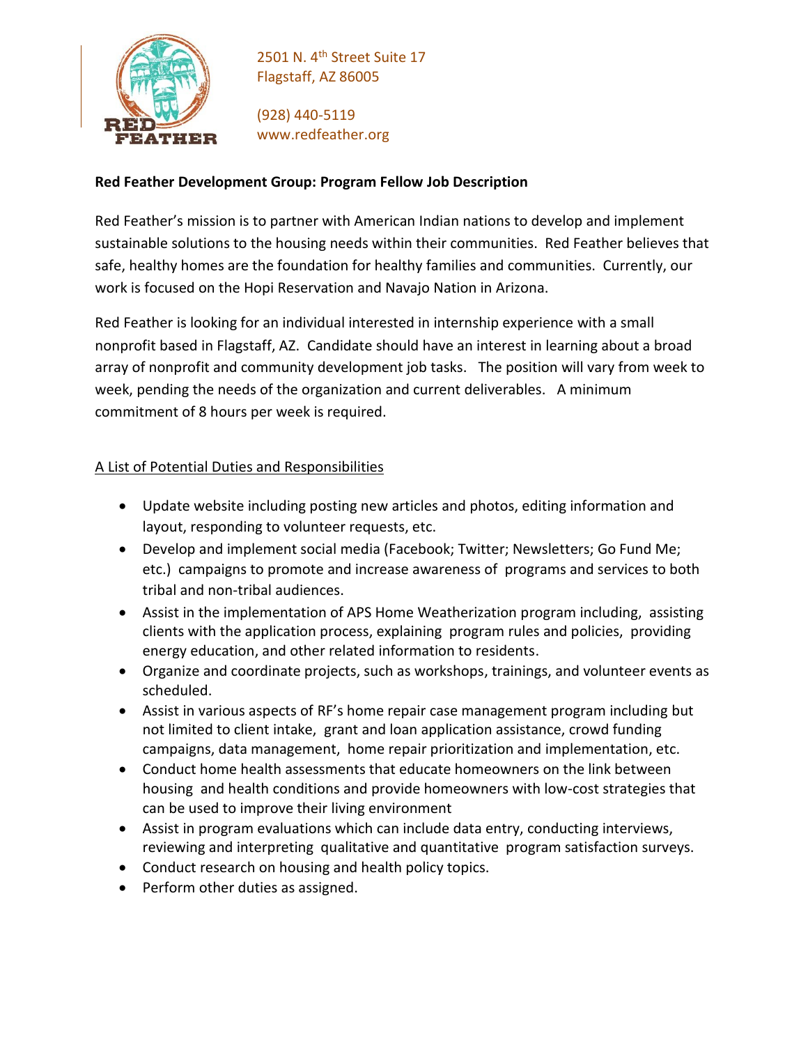RED FEATHER

2501 N. 4th Street Suite 17
Flagstaff, AZ 86005

(928) 440-5119
www.redfeather.org

**Red Feather Development Group: Program Fellow Job Description**

Red Feather's mission is to partner with American Indian nations to develop and implement sustainable solutions to the housing needs within their communities. Red Feather believes that safe, healthy homes are the foundation for healthy families and communities. Currently, our work is focused on the Hopi Reservation and Navajo Nation in Arizona.

Red Feather is looking for an individual interested in internship experience with a small nonprofit based in Flagstaff, AZ. Candidate should have an interest in learning about a broad array of nonprofit and community development job tasks. The position will vary from week to week, pending the needs of the organization and current deliverables. A minimum commitment of 8 hours per week is required.

<u>A List of Potential Duties and Responsibilities</u>

- Update website including posting new articles and photos, editing information and layout, responding to volunteer requests, etc.
- Develop and implement social media (Facebook; Twitter; Newsletters; Go Fund Me; etc.) campaigns to promote and increase awareness of programs and services to both tribal and non-tribal audiences.
- Assist in the implementation of APS Home Weatherization program including, assisting clients with the application process, explaining program rules and policies, providing energy education, and other related information to residents.
- Organize and coordinate projects, such as workshops, trainings, and volunteer events as scheduled.
- Assist in various aspects of RF's home repair case management program including but not limited to client intake, grant and loan application assistance, crowd funding campaigns, data management, home repair prioritization and implementation, etc.
- Conduct home health assessments that educate homeowners on the link between housing and health conditions and provide homeowners with low-cost strategies that can be used to improve their living environment
- Assist in program evaluations which can include data entry, conducting interviews, reviewing and interpreting qualitative and quantitative program satisfaction surveys.
- Conduct research on housing and health policy topics.
- Perform other duties as assigned.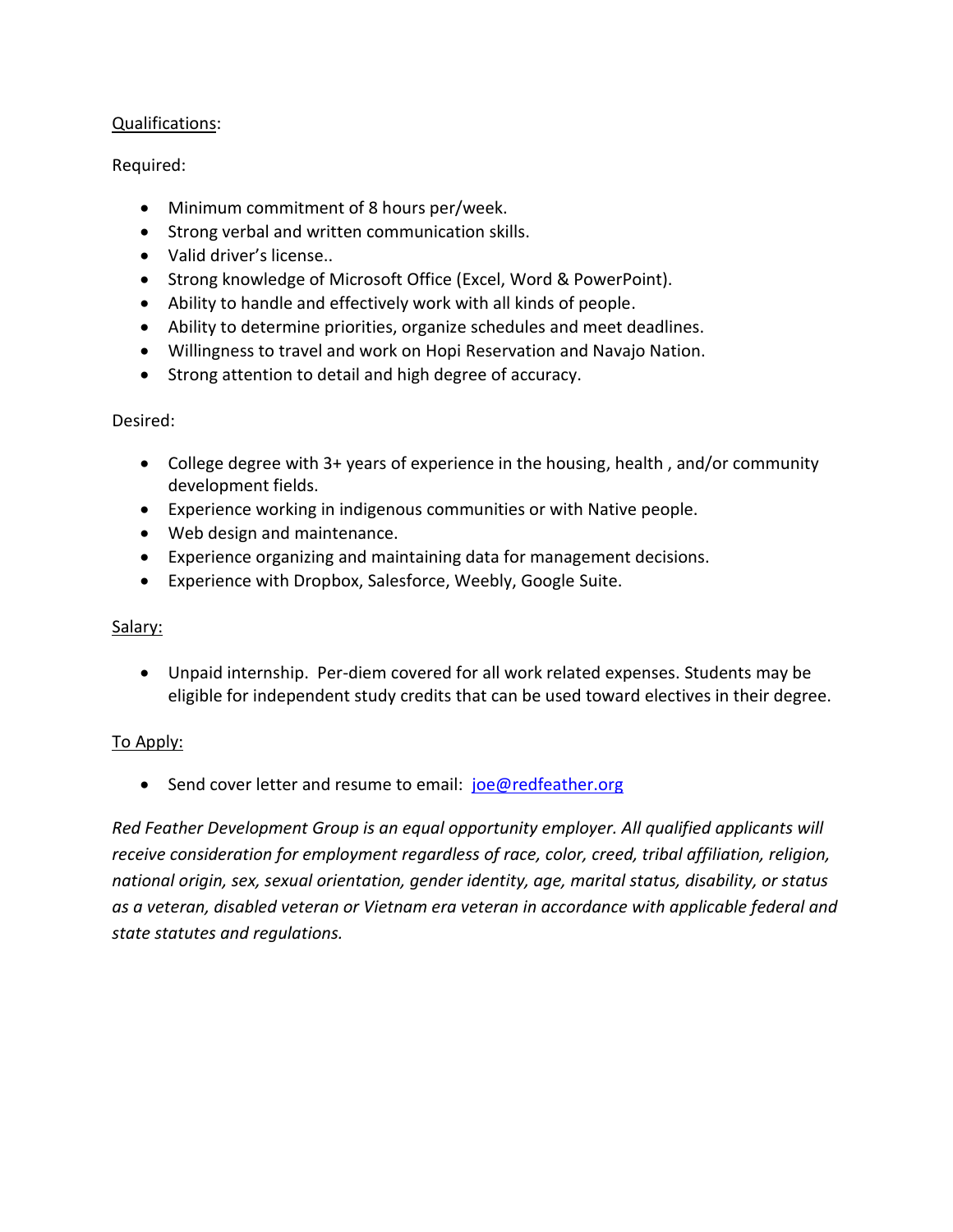Qualifications:

Required:

- Minimum commitment of 8 hours per/week.
- Strong verbal and written communication skills.
- Valid driver's license..
- Strong knowledge of Microsoft Office (Excel, Word & PowerPoint).
- Ability to handle and effectively work with all kinds of people.
- Ability to determine priorities, organize schedules and meet deadlines.
- Willingness to travel and work on Hopi Reservation and Navajo Nation.
- Strong attention to detail and high degree of accuracy.

Desired:

- College degree with 3+ years of experience in the housing, health , and/or community development fields.
- Experience working in indigenous communities or with Native people.
- Web design and maintenance.
- Experience organizing and maintaining data for management decisions.
- Experience with Dropbox, Salesforce, Weebly, Google Suite.

Salary:

- Unpaid internship. Per-diem covered for all work related expenses. Students may be eligible for independent study credits that can be used toward electives in their degree.

To Apply:

- Send cover letter and resume to email: joe@redfeather.org

*Red Feather Development Group is an equal opportunity employer. All qualified applicants will receive consideration for employment regardless of race, color, creed, tribal affiliation, religion, national origin, sex, sexual orientation, gender identity, age, marital status, disability, or status as a veteran, disabled veteran or Vietnam era veteran in accordance with applicable federal and state statutes and regulations.*